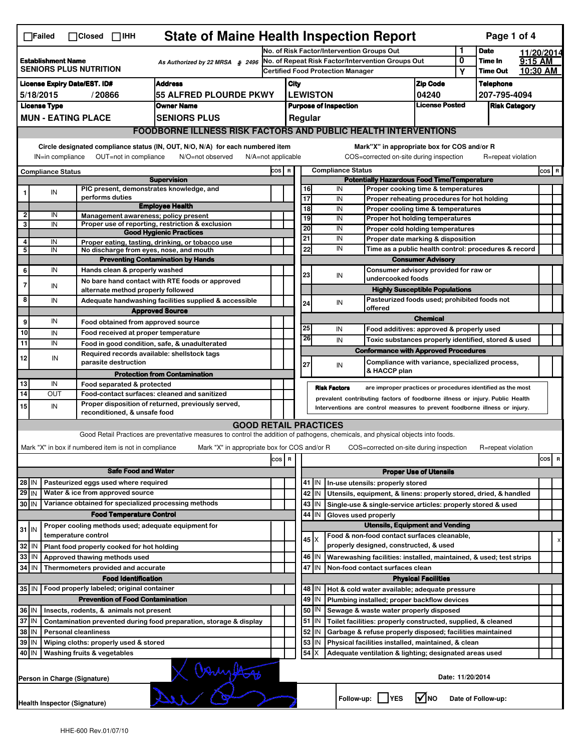☐Failed ☐Closed ☐IHH

# State of Maine Health Inspection Report

| | | | |
|---|---|---|---|
| **Establishment Name** SENIORS PLUS NUTRITION | As Authorized by 22 MRSA § 2496 | No. of Risk Factor/Intervention Groups Out: 1 | **Date** 11/20/2014 |
| | | No. of Repeat Risk Factor/Intervention Groups Out: 0 | **Time In** 9:15 AM |
| | | Certified Food Protection Manager: Y | **Time Out** 10:30 AM |

| License Expiry Date/EST. ID# | Address | City | Zip Code | Telephone |
|---|---|---|---|---|
| 5/18/2015 / 20866 | 55 ALFRED PLOURDE PKWY | LEWISTON | 04240 | 207-795-4094 |

| License Type | Owner Name | Purpose of Inspection | License Posted | Risk Category |
|---|---|---|---|---|
| MUN - EATING PLACE | SENIORS PLUS | Regular | | |

## FOODBORNE ILLNESS RISK FACTORS AND PUBLIC HEALTH INTERVENTIONS

Circle designated compliance status (IN, OUT, N/O, N/A) for each numbered item. IN=in compliance OUT=not in compliance N/O=not observed N/A=not applicable

Mark "X" in appropriate box for COS and/or R. COS=corrected on-site during inspection R=repeat violation

| # | Compliance Status | Item | COS | R |
|---|---|---|---|---|
| | | **Supervision** | | |
| 1 | IN | PIC present, demonstrates knowledge, and performs duties | | |
| | | **Employee Health** | | |
| 2 | IN | Management awareness; policy present | | |
| 3 | IN | Proper use of reporting, restriction & exclusion | | |
| | | **Good Hygienic Practices** | | |
| 4 | IN | Proper eating, tasting, drinking, or tobacco use | | |
| 5 | IN | No discharge from eyes, nose, and mouth | | |
| | | **Preventing Contamination by Hands** | | |
| 6 | IN | Hands clean & properly washed | | |
| 7 | IN | No bare hand contact with RTE foods or approved alternate method properly followed | | |
| 8 | IN | Adequate handwashing facilities supplied & accessible | | |
| | | **Approved Source** | | |
| 9 | IN | Food obtained from approved source | | |
| 10 | IN | Food received at proper temperature | | |
| 11 | IN | Food in good condition, safe, & unadulterated | | |
| 12 | IN | Required records available: shellstock tags parasite destruction | | |
| | | **Protection from Contamination** | | |
| 13 | IN | Food separated & protected | | |
| 14 | OUT | Food-contact surfaces: cleaned and sanitized | | |
| 15 | IN | Proper disposition of returned, previously served, reconditioned, & unsafe food | | |
| | | **Potentially Hazardous Food Time/Temperature** | | |
| 16 | IN | Proper cooking time & temperatures | | |
| 17 | IN | Proper reheating procedures for hot holding | | |
| 18 | IN | Proper cooling time & temperatures | | |
| 19 | IN | Proper hot holding temperatures | | |
| 20 | IN | Proper cold holding temperatures | | |
| 21 | IN | Proper date marking & disposition | | |
| 22 | IN | Time as a public health control: procedures & record | | |
| | | **Consumer Advisory** | | |
| 23 | IN | Consumer advisory provided for raw or undercooked foods | | |
| | | **Highly Susceptible Populations** | | |
| 24 | IN | Pasteurized foods used; prohibited foods not offered | | |
| | | **Chemical** | | |
| 25 | IN | Food additives: approved & properly used | | |
| 26 | IN | Toxic substances properly identified, stored & used | | |
| | | **Conformance with Approved Procedures** | | |
| 27 | IN | Compliance with variance, specialized process, & HACCP plan | | |

**Risk Factors** are improper practices or procedures identified as the most prevalent contributing factors of foodborne illness or injury. Public Health Interventions are control measures to prevent foodborne illness or injury.

## GOOD RETAIL PRACTICES

Good Retail Practices are preventative measures to control the addition of pathogens, chemicals, and physical objects into foods.

Mark "X" in box if numbered item is not in compliance. Mark "X" in appropriate box for COS and/or R. COS=corrected on-site during inspection R=repeat violation

| # | Status | Item | COS | R |
|---|---|---|---|---|
| | | **Safe Food and Water** | | |
| 28 | IN | Pasteurized eggs used where required | | |
| 29 | IN | Water & ice from approved source | | |
| 30 | IN | Variance obtained for specialized processing methods | | |
| | | **Food Temperature Control** | | |
| 31 | IN | Proper cooling methods used; adequate equipment for temperature control | | |
| 32 | IN | Plant food properly cooked for hot holding | | |
| 33 | IN | Approved thawing methods used | | |
| 34 | IN | Thermometers provided and accurate | | |
| | | **Food Identification** | | |
| 35 | IN | Food properly labeled; original container | | |
| | | **Prevention of Food Contamination** | | |
| 36 | IN | Insects, rodents, & animals not present | | |
| 37 | IN | Contamination prevented during food preparation, storage & display | | |
| 38 | IN | Personal cleanliness | | |
| 39 | IN | Wiping cloths: properly used & stored | | |
| 40 | IN | Washing fruits & vegetables | | |
| | | **Proper Use of Utensils** | | |
| 41 | IN | In-use utensils: properly stored | | |
| 42 | IN | Utensils, equipment, & linens: properly stored, dried, & handled | | |
| 43 | IN | Single-use & single-service articles: properly stored & used | | |
| 44 | IN | Gloves used properly | | |
| | | **Utensils, Equipment and Vending** | | |
| 45 | X | Food & non-food contact surfaces cleanable, properly designed, constructed, & used | | X |
| 46 | IN | Warewashing facilities: installed, maintained, & used; test strips | | |
| 47 | IN | Non-food contact surfaces clean | | |
| | | **Physical Facilities** | | |
| 48 | IN | Hot & cold water available; adequate pressure | | |
| 49 | IN | Plumbing installed; proper backflow devices | | |
| 50 | IN | Sewage & waste water properly disposed | | |
| 51 | IN | Toilet facilities: properly constructed, supplied, & cleaned | | |
| 52 | IN | Garbage & refuse properly disposed; facilities maintained | | |
| 53 | IN | Physical facilities installed, maintained, & clean | | |
| 54 | X | Adequate ventilation & lighting; designated areas used | | |

Person in Charge (Signature) Date: 11/20/2014

Health Inspector (Signature) Follow-up: ☐YES ☑NO Date of Follow-up:

HHE-600 Rev.01/07/10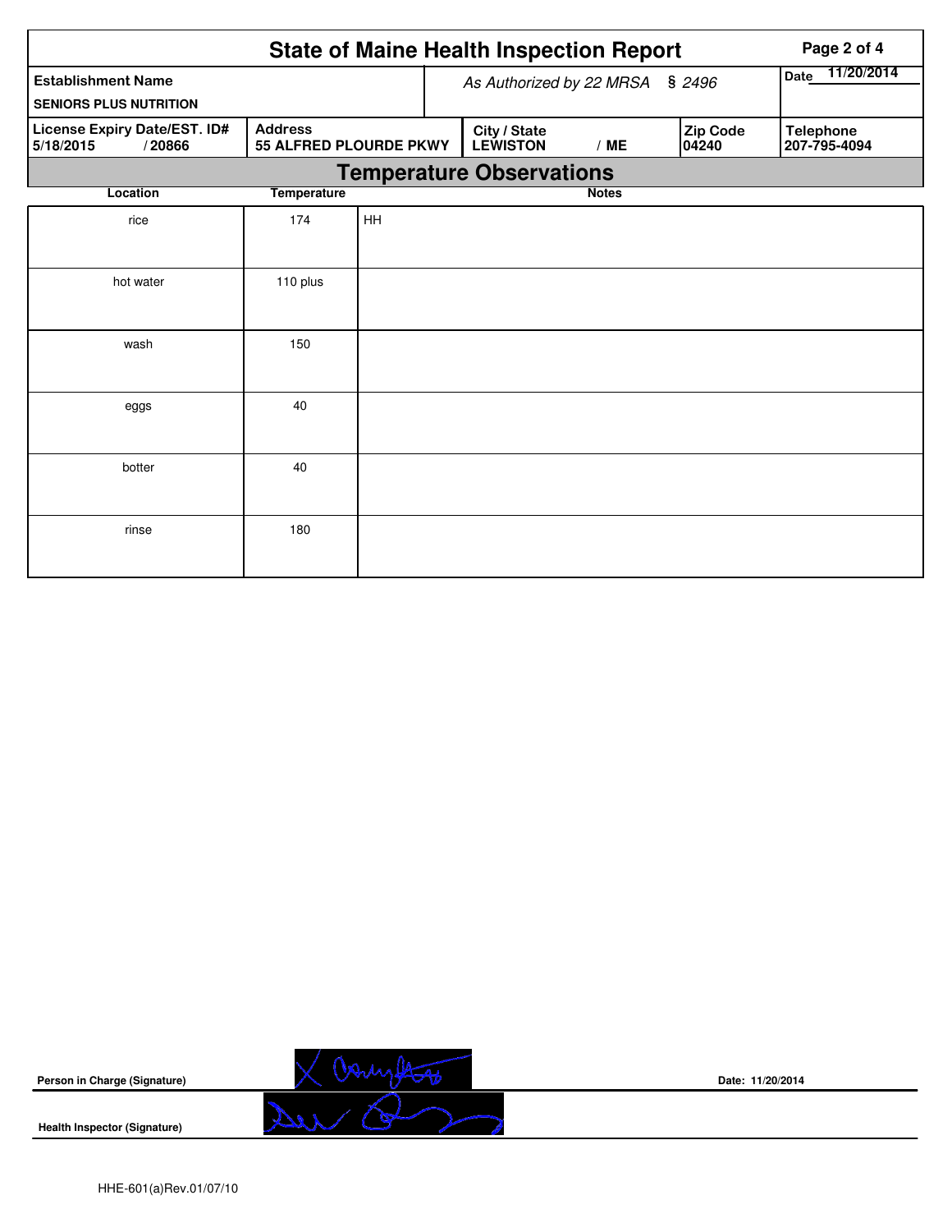# State of Maine Health Inspection Report

| Establishment Name | As Authorized by 22 MRSA § 2496 | | | Date 11/20/2014 |
|---|---|---|---|---|
| SENIORS PLUS NUTRITION | | | | |
| **License Expiry Date/EST. ID#** 5/18/2015 / 20866 | **Address** 55 ALFRED PLOURDE PKWY | **City / State** LEWISTON / ME | **Zip Code** 04240 | **Telephone** 207-795-4094 |

## Temperature Observations

| Location | Temperature | Notes |
|---|---|---|
| rice | 174 | HH |
| hot water | 110 plus | |
| wash | 150 | |
| eggs | 40 | |
| botter | 40 | |
| rinse | 180 | |

**Person in Charge (Signature)** Date: 11/20/2014

**Health Inspector (Signature)**

HHE-601(a)Rev.01/07/10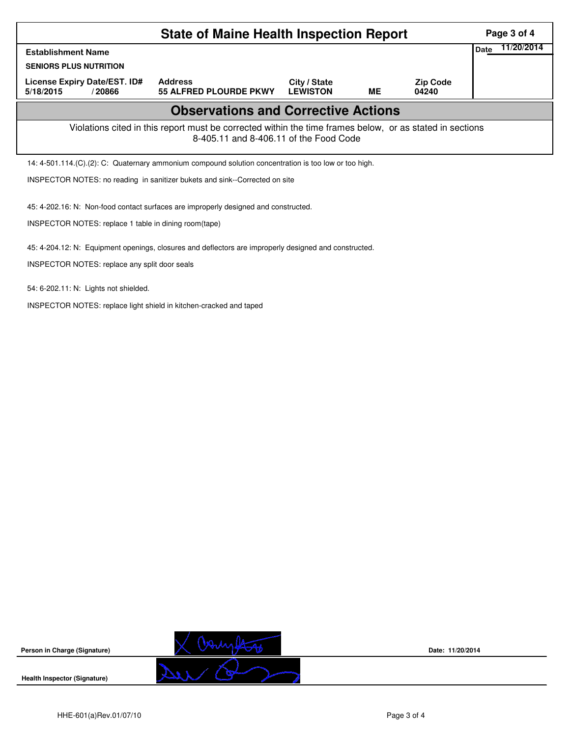# State of Maine Health Inspection Report

| Establishment Name | | | | | Date 11/20/2014 |
|---|---|---|---|---|---|
| SENIORS PLUS NUTRITION | | | | | |
| License Expiry Date/EST. ID# | Address | City / State | | Zip Code | |
| 5/18/2015 / 20866 | 55 ALFRED PLOURDE PKWY | LEWISTON | ME | 04240 | |

## Observations and Corrective Actions

Violations cited in this report must be corrected within the time frames below, or as stated in sections 8-405.11 and 8-406.11 of the Food Code

14: 4-501.114.(C).(2): C: Quaternary ammonium compound solution concentration is too low or too high.

INSPECTOR NOTES: no reading in sanitizer bukets and sink--Corrected on site

45: 4-202.16: N: Non-food contact surfaces are improperly designed and constructed.

INSPECTOR NOTES: replace 1 table in dining room(tape)

45: 4-204.12: N: Equipment openings, closures and deflectors are improperly designed and constructed.

INSPECTOR NOTES: replace any split door seals

54: 6-202.11: N: Lights not shielded.

INSPECTOR NOTES: replace light shield in kitchen-cracked and taped

Person in Charge (Signature) Date: 11/20/2014

Health Inspector (Signature)

HHE-601(a)Rev.01/07/10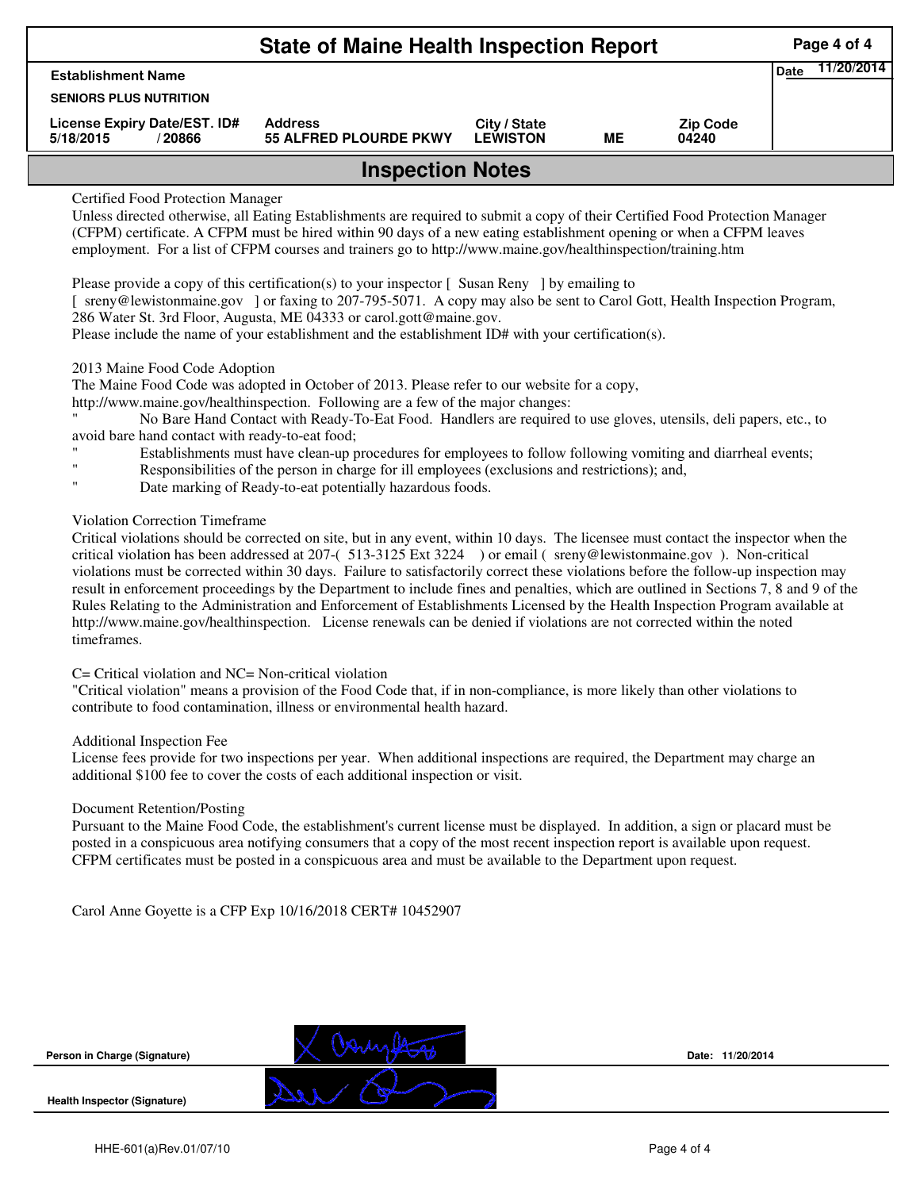# State of Maine Health Inspection Report

| Establishment Name | | | | | Date 11/20/2014 |
|---|---|---|---|---|---|
| SENIORS PLUS NUTRITION | | | | | |
| License Expiry Date/EST. ID# | | Address | City / State | | Zip Code |
| 5/18/2015 | / 20866 | 55 ALFRED PLOURDE PKWY | LEWISTON | ME | 04240 |

## Inspection Notes

Certified Food Protection Manager

Unless directed otherwise, all Eating Establishments are required to submit a copy of their Certified Food Protection Manager (CFPM) certificate. A CFPM must be hired within 90 days of a new eating establishment opening or when a CFPM leaves employment. For a list of CFPM courses and trainers go to http://www.maine.gov/healthinspection/training.htm

Please provide a copy of this certification(s) to your inspector [ Susan Reny ] by emailing to [ sreny@lewistonmaine.gov ] or faxing to 207-795-5071. A copy may also be sent to Carol Gott, Health Inspection Program, 286 Water St. 3rd Floor, Augusta, ME 04333 or carol.gott@maine.gov.

Please include the name of your establishment and the establishment ID# with your certification(s).

2013 Maine Food Code Adoption

The Maine Food Code was adopted in October of 2013. Please refer to our website for a copy, http://www.maine.gov/healthinspection. Following are a few of the major changes:

" No Bare Hand Contact with Ready-To-Eat Food. Handlers are required to use gloves, utensils, deli papers, etc., to avoid bare hand contact with ready-to-eat food;

" Establishments must have clean-up procedures for employees to follow following vomiting and diarrheal events;

" Responsibilities of the person in charge for ill employees (exclusions and restrictions); and,

" Date marking of Ready-to-eat potentially hazardous foods.

Violation Correction Timeframe

Critical violations should be corrected on site, but in any event, within 10 days. The licensee must contact the inspector when the critical violation has been addressed at 207-( 513-3125 Ext 3224 ) or email ( sreny@lewistonmaine.gov ). Non-critical violations must be corrected within 30 days. Failure to satisfactorily correct these violations before the follow-up inspection may result in enforcement proceedings by the Department to include fines and penalties, which are outlined in Sections 7, 8 and 9 of the Rules Relating to the Administration and Enforcement of Establishments Licensed by the Health Inspection Program available at http://www.maine.gov/healthinspection. License renewals can be denied if violations are not corrected within the noted timeframes.

C= Critical violation and NC= Non-critical violation

"Critical violation" means a provision of the Food Code that, if in non-compliance, is more likely than other violations to contribute to food contamination, illness or environmental health hazard.

Additional Inspection Fee

License fees provide for two inspections per year. When additional inspections are required, the Department may charge an additional $100 fee to cover the costs of each additional inspection or visit.

Document Retention/Posting

Pursuant to the Maine Food Code, the establishment's current license must be displayed. In addition, a sign or placard must be posted in a conspicuous area notifying consumers that a copy of the most recent inspection report is available upon request. CFPM certificates must be posted in a conspicuous area and must be available to the Department upon request.

Carol Anne Goyette is a CFP Exp 10/16/2018 CERT# 10452907

Person in Charge (Signature) — Date: 11/20/2014

Health Inspector (Signature)

HHE-601(a)Rev.01/07/10